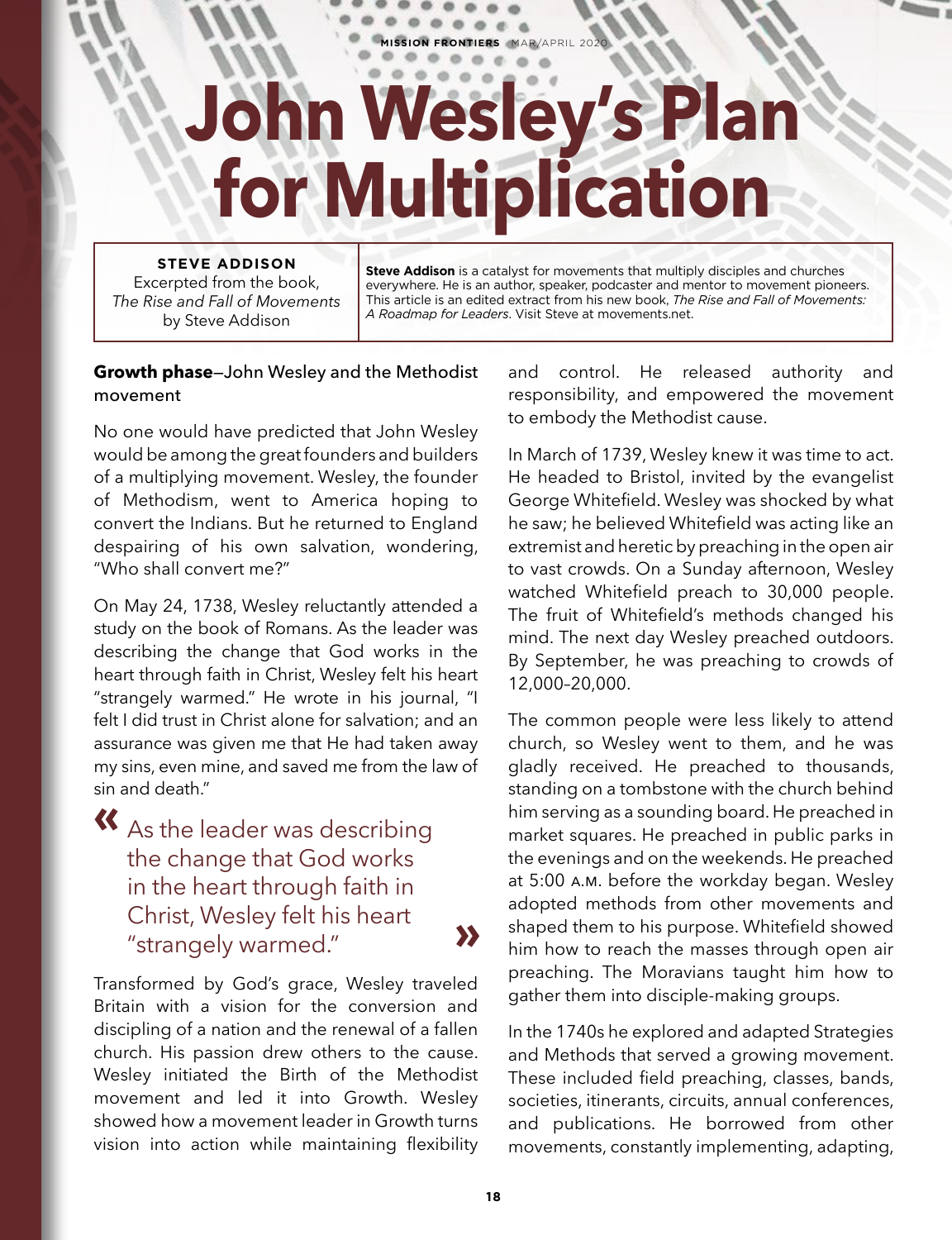# John Wesley's Plan for Multiplication

**STEVE ADDISON**
Excerpted from the book, *The Rise and Fall of Movements* by Steve Addison

**Steve Addison** is a catalyst for movements that multiply disciples and churches everywhere. He is an author, speaker, podcaster and mentor to movement pioneers. This article is an edited extract from his new book, *The Rise and Fall of Movements: A Roadmap for Leaders*. Visit Steve at movements.net.

**Growth phase**—John Wesley and the Methodist movement

No one would have predicted that John Wesley would be among the great founders and builders of a multiplying movement. Wesley, the founder of Methodism, went to America hoping to convert the Indians. But he returned to England despairing of his own salvation, wondering, "Who shall convert me?"

On May 24, 1738, Wesley reluctantly attended a study on the book of Romans. As the leader was describing the change that God works in the heart through faith in Christ, Wesley felt his heart "strangely warmed." He wrote in his journal, "I felt I did trust in Christ alone for salvation; and an assurance was given me that He had taken away my sins, even mine, and saved me from the law of sin and death."

> « As the leader was describing the change that God works in the heart through faith in Christ, Wesley felt his heart "strangely warmed." »

Transformed by God's grace, Wesley traveled Britain with a vision for the conversion and discipling of a nation and the renewal of a fallen church. His passion drew others to the cause. Wesley initiated the Birth of the Methodist movement and led it into Growth. Wesley showed how a movement leader in Growth turns vision into action while maintaining flexibility and control. He released authority and responsibility, and empowered the movement to embody the Methodist cause.

In March of 1739, Wesley knew it was time to act. He headed to Bristol, invited by the evangelist George Whitefield. Wesley was shocked by what he saw; he believed Whitefield was acting like an extremist and heretic by preaching in the open air to vast crowds. On a Sunday afternoon, Wesley watched Whitefield preach to 30,000 people. The fruit of Whitefield's methods changed his mind. The next day Wesley preached outdoors. By September, he was preaching to crowds of 12,000–20,000.

The common people were less likely to attend church, so Wesley went to them, and he was gladly received. He preached to thousands, standing on a tombstone with the church behind him serving as a sounding board. He preached in market squares. He preached in public parks in the evenings and on the weekends. He preached at 5:00 A.M. before the workday began. Wesley adopted methods from other movements and shaped them to his purpose. Whitefield showed him how to reach the masses through open air preaching. The Moravians taught him how to gather them into disciple-making groups.

In the 1740s he explored and adapted Strategies and Methods that served a growing movement. These included field preaching, classes, bands, societies, itinerants, circuits, annual conferences, and publications. He borrowed from other movements, constantly implementing, adapting,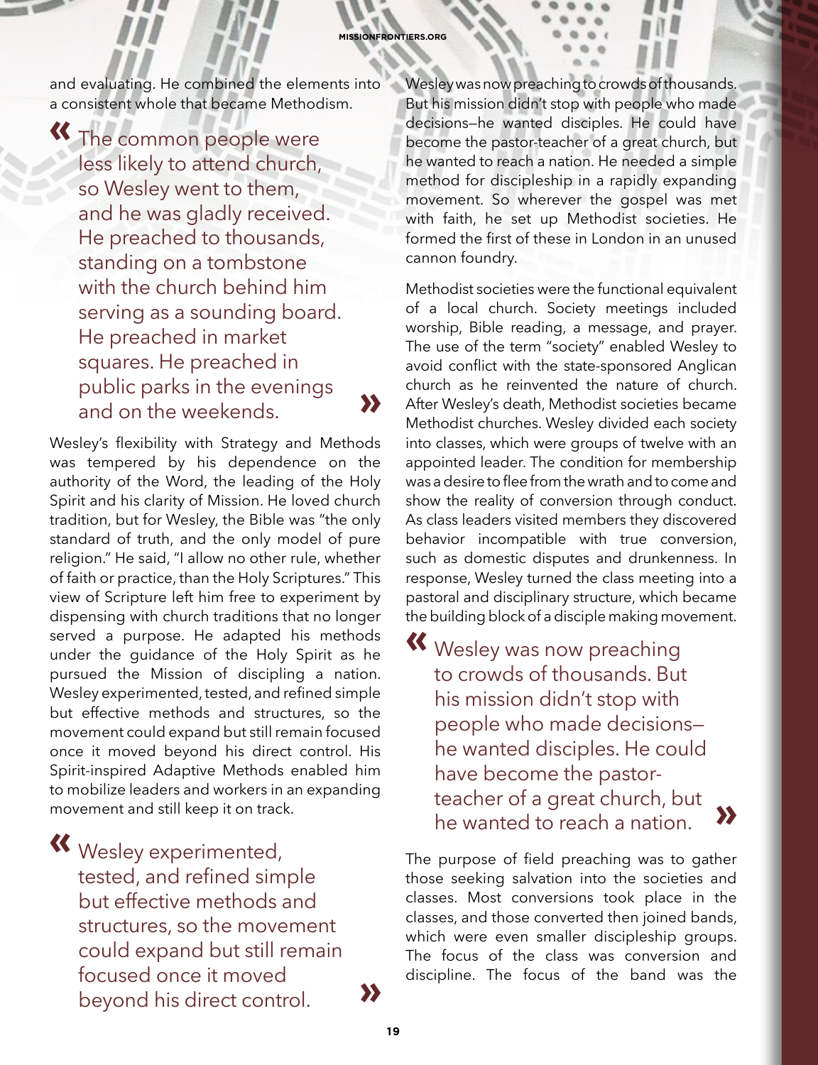and evaluating. He combined the elements into a consistent whole that became Methodism.

> The common people were less likely to attend church, so Wesley went to them, and he was gladly received. He preached to thousands, standing on a tombstone with the church behind him serving as a sounding board. He preached in market squares. He preached in public parks in the evenings and on the weekends.

Wesley's flexibility with Strategy and Methods was tempered by his dependence on the authority of the Word, the leading of the Holy Spirit and his clarity of Mission. He loved church tradition, but for Wesley, the Bible was "the only standard of truth, and the only model of pure religion." He said, "I allow no other rule, whether of faith or practice, than the Holy Scriptures." This view of Scripture left him free to experiment by dispensing with church traditions that no longer served a purpose. He adapted his methods under the guidance of the Holy Spirit as he pursued the Mission of discipling a nation. Wesley experimented, tested, and refined simple but effective methods and structures, so the movement could expand but still remain focused once it moved beyond his direct control. His Spirit-inspired Adaptive Methods enabled him to mobilize leaders and workers in an expanding movement and still keep it on track.

> Wesley experimented, tested, and refined simple but effective methods and structures, so the movement could expand but still remain focused once it moved beyond his direct control.

Wesley was now preaching to crowds of thousands. But his mission didn't stop with people who made decisions—he wanted disciples. He could have become the pastor-teacher of a great church, but he wanted to reach a nation. He needed a simple method for discipleship in a rapidly expanding movement. So wherever the gospel was met with faith, he set up Methodist societies. He formed the first of these in London in an unused cannon foundry.

Methodist societies were the functional equivalent of a local church. Society meetings included worship, Bible reading, a message, and prayer. The use of the term "society" enabled Wesley to avoid conflict with the state-sponsored Anglican church as he reinvented the nature of church. After Wesley's death, Methodist societies became Methodist churches. Wesley divided each society into classes, which were groups of twelve with an appointed leader. The condition for membership was a desire to flee from the wrath and to come and show the reality of conversion through conduct. As class leaders visited members they discovered behavior incompatible with true conversion, such as domestic disputes and drunkenness. In response, Wesley turned the class meeting into a pastoral and disciplinary structure, which became the building block of a disciple making movement.

> Wesley was now preaching to crowds of thousands. But his mission didn't stop with people who made decisions—he wanted disciples. He could have become the pastor-teacher of a great church, but he wanted to reach a nation.

The purpose of field preaching was to gather those seeking salvation into the societies and classes. Most conversions took place in the classes, and those converted then joined bands, which were even smaller discipleship groups. The focus of the class was conversion and discipline. The focus of the band was the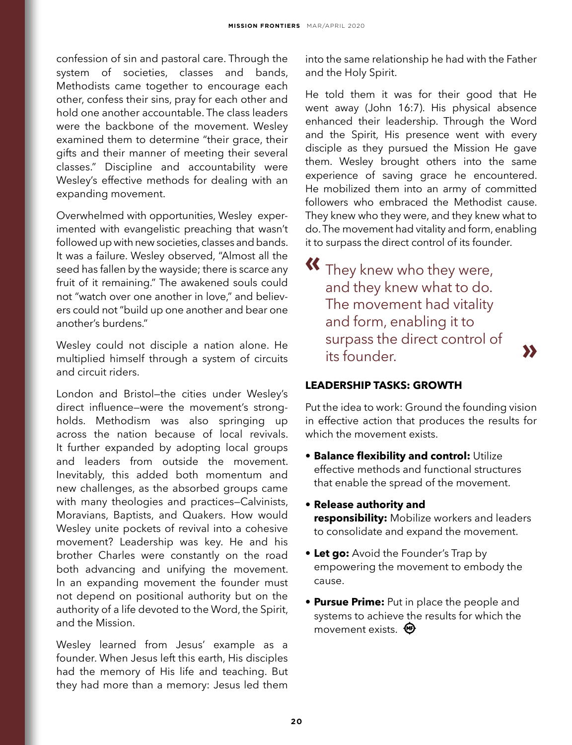confession of sin and pastoral care. Through the system of societies, classes and bands, Methodists came together to encourage each other, confess their sins, pray for each other and hold one another accountable. The class leaders were the backbone of the movement. Wesley examined them to determine "their grace, their gifts and their manner of meeting their several classes." Discipline and accountability were Wesley's effective methods for dealing with an expanding movement.

Overwhelmed with opportunities, Wesley experimented with evangelistic preaching that wasn't followed up with new societies, classes and bands. It was a failure. Wesley observed, "Almost all the seed has fallen by the wayside; there is scarce any fruit of it remaining." The awakened souls could not "watch over one another in love," and believers could not "build up one another and bear one another's burdens."

Wesley could not disciple a nation alone. He multiplied himself through a system of circuits and circuit riders.

London and Bristol—the cities under Wesley's direct influence—were the movement's strongholds. Methodism was also springing up across the nation because of local revivals. It further expanded by adopting local groups and leaders from outside the movement. Inevitably, this added both momentum and new challenges, as the absorbed groups came with many theologies and practices—Calvinists, Moravians, Baptists, and Quakers. How would Wesley unite pockets of revival into a cohesive movement? Leadership was key. He and his brother Charles were constantly on the road both advancing and unifying the movement. In an expanding movement the founder must not depend on positional authority but on the authority of a life devoted to the Word, the Spirit, and the Mission.

Wesley learned from Jesus' example as a founder. When Jesus left this earth, His disciples had the memory of His life and teaching. But they had more than a memory: Jesus led them into the same relationship he had with the Father and the Holy Spirit.

He told them it was for their good that He went away (John 16:7). His physical absence enhanced their leadership. Through the Word and the Spirit, His presence went with every disciple as they pursued the Mission He gave them. Wesley brought others into the same experience of saving grace he encountered. He mobilized them into an army of committed followers who embraced the Methodist cause. They knew who they were, and they knew what to do. The movement had vitality and form, enabling it to surpass the direct control of its founder.

> « They knew who they were, and they knew what to do. The movement had vitality and form, enabling it to surpass the direct control of its founder. »

### LEADERSHIP TASKS: GROWTH

Put the idea to work: Ground the founding vision in effective action that produces the results for which the movement exists.

- **Balance flexibility and control:** Utilize effective methods and functional structures that enable the spread of the movement.
- **Release authority and responsibility:** Mobilize workers and leaders to consolidate and expand the movement.
- **Let go:** Avoid the Founder's Trap by empowering the movement to embody the cause.
- **Pursue Prime:** Put in place the people and systems to achieve the results for which the movement exists.